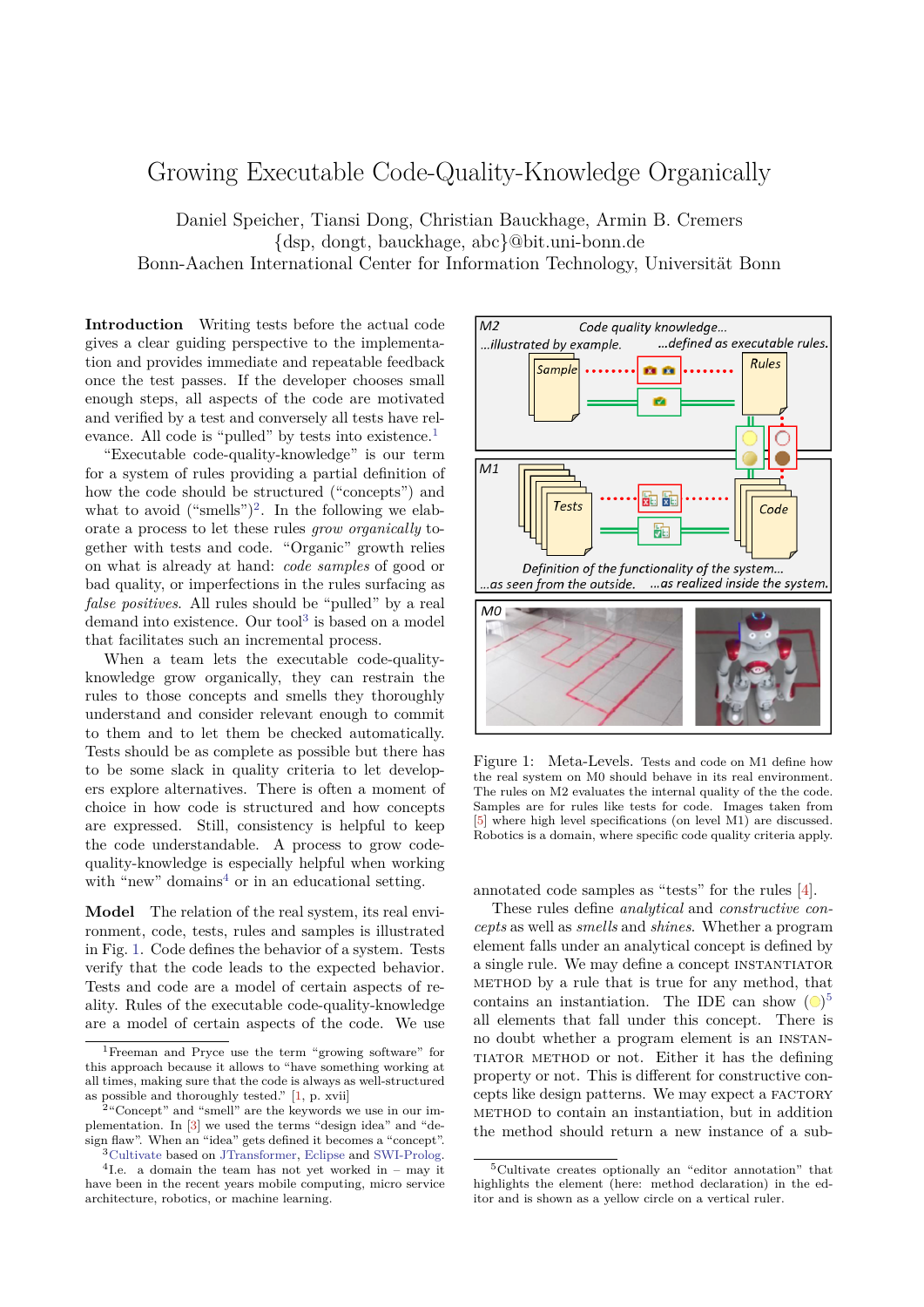# Growing Executable Code-Quality-Knowledge Organically

Daniel Speicher, Tiansi Dong, Christian Bauckhage, Armin B. Cremers
{dsp, dongt, bauckhage, abc}@bit.uni-bonn.de
Bonn-Aachen International Center for Information Technology, Universität Bonn

**Introduction** Writing tests before the actual code gives a clear guiding perspective to the implementation and provides immediate and repeatable feedback once the test passes. If the developer chooses small enough steps, all aspects of the code are motivated and verified by a test and conversely all tests have relevance. All code is "pulled" by tests into existence.[1]

"Executable code-quality-knowledge" is our term for a system of rules providing a partial definition of how the code should be structured ("concepts") and what to avoid ("smells")[2]. In the following we elaborate a process to let these rules *grow organically* together with tests and code. "Organic" growth relies on what is already at hand: *code samples* of good or bad quality, or imperfections in the rules surfacing as *false positives*. All rules should be "pulled" by a real demand into existence. Our tool[3] is based on a model that facilitates such an incremental process.

When a team lets the executable code-quality-knowledge grow organically, they can restrain the rules to those concepts and smells they thoroughly understand and consider relevant enough to commit to them and to let them be checked automatically. Tests should be as complete as possible but there has to be some slack in quality criteria to let developers explore alternatives. There is often a moment of choice in how code is structured and how concepts are expressed. Still, consistency is helpful to keep the code understandable. A process to grow code-quality-knowledge is especially helpful when working with "new" domains[4] or in an educational setting.

**Model** The relation of the real system, its real environment, code, tests, rules and samples is illustrated in Fig. 1. Code defines the behavior of a system. Tests verify that the code leads to the expected behavior. Tests and code are a model of certain aspects of reality. Rules of the executable code-quality-knowledge are a model of certain aspects of the code. We use annotated code samples as "tests" for the rules [4].

Figure 1: Meta-Levels. Tests and code on M1 define how the real system on M0 should behave in its real environment. The rules on M2 evaluates the internal quality of the the code. Samples are for rules like tests for code. Images taken from [5] where high level specifications (on level M1) are discussed. Robotics is a domain, where specific code quality criteria apply.

These rules define *analytical* and *constructive concepts* as well as *smells* and *shines*. Whether a program element falls under an analytical concept is defined by a single rule. We may define a concept INSTANTIATOR METHOD by a rule that is true for any method, that contains an instantiation. The IDE can show (●)[5] all elements that fall under this concept. There is no doubt whether a program element is an INSTANTIATOR METHOD or not. Either it has the defining property or not. This is different for constructive concepts like design patterns. We may expect a FACTORY METHOD to contain an instantiation, but in addition the method should return a new instance of a sub-

---

[1] Freeman and Pryce use the term "growing software" for this approach because it allows to "have something working at all times, making sure that the code is always as well-structured as possible and thoroughly tested." [1, p. xvii]

[2] "Concept" and "smell" are the keywords we use in our implementation. In [3] we used the terms "design idea" and "design flaw". When an "idea" gets defined it becomes a "concept".

[3] Cultivate based on JTransformer, Eclipse and SWI-Prolog.

[4] I.e. a domain the team has not yet worked in – may it have been in the recent years mobile computing, micro service architecture, robotics, or machine learning.

[5] Cultivate creates optionally an "editor annotation" that highlights the element (here: method declaration) in the editor and is shown as a yellow circle on a vertical ruler.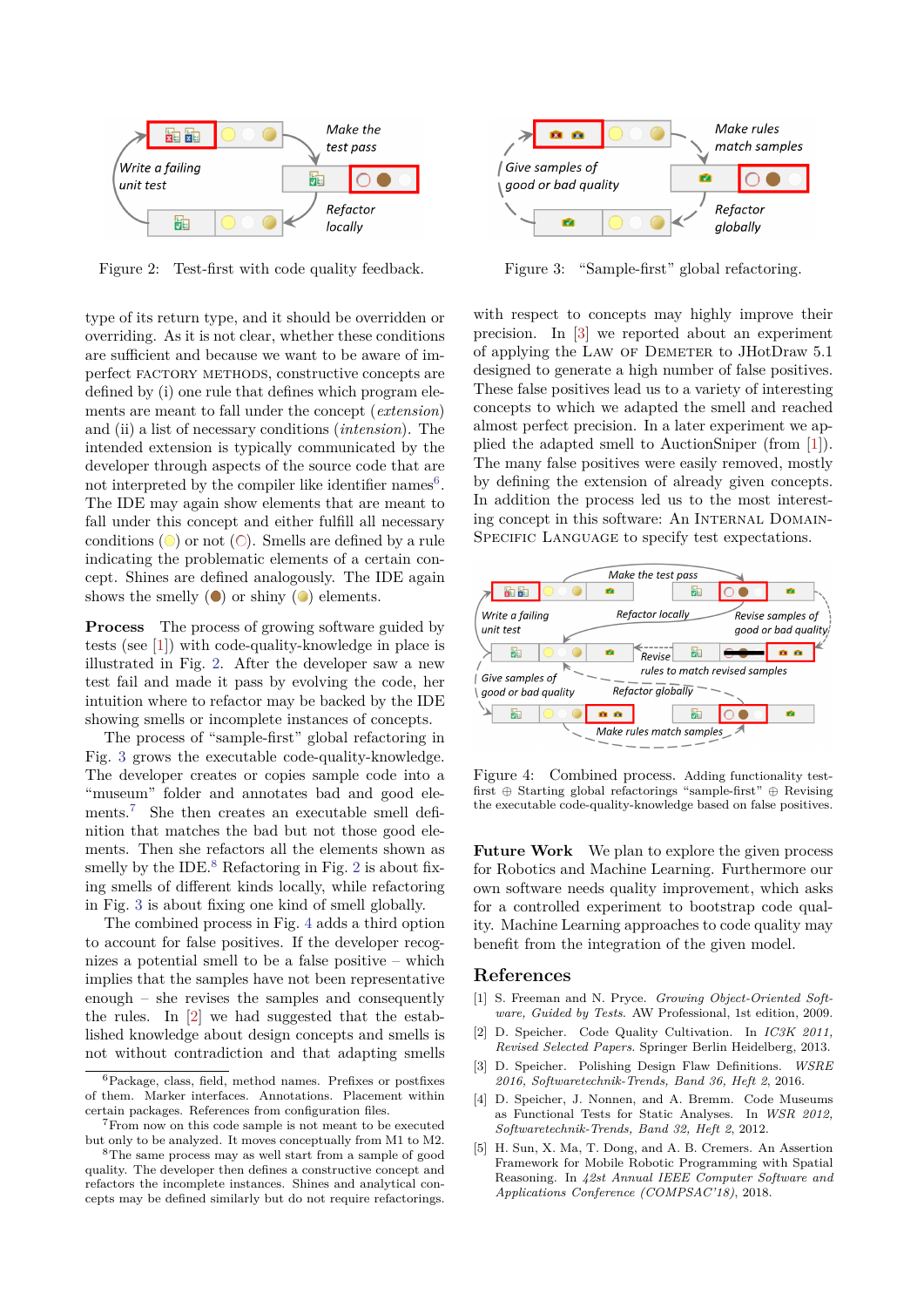Make the test pass

Write a failing unit test

Refactor locally

Figure 2: Test-first with code quality feedback.

Make rules match samples

Give samples of good or bad quality

Refactor globally

Figure 3: "Sample-first" global refactoring.

type of its return type, and it should be overridden or overriding. As it is not clear, whether these conditions are sufficient and because we want to be aware of imperfect FACTORY METHODS, constructive concepts are defined by (i) one rule that defines which program elements are meant to fall under the concept (*extension*) and (ii) a list of necessary conditions (*intension*). The intended extension is typically communicated by the developer through aspects of the source code that are not interpreted by the compiler like identifier names[6]. The IDE may again show elements that are meant to fall under this concept and either fulfill all necessary conditions (○) or not (○). Smells are defined by a rule indicating the problematic elements of a certain concept. Shines are defined analogously. The IDE again shows the smelly (●) or shiny (●) elements.

**Process** The process of growing software guided by tests (see [1]) with code-quality-knowledge in place is illustrated in Fig. 2. After the developer saw a new test fail and made it pass by evolving the code, her intuition where to refactor may be backed by the IDE showing smells or incomplete instances of concepts.

The process of "sample-first" global refactoring in Fig. 3 grows the executable code-quality-knowledge. The developer creates or copies sample code into a "museum" folder and annotates bad and good elements.[7] She then creates an executable smell definition that matches the bad but not those good elements. Then she refactors all the elements shown as smelly by the IDE.[8] Refactoring in Fig. 2 is about fixing smells of different kinds locally, while refactoring in Fig. 3 is about fixing one kind of smell globally.

The combined process in Fig. 4 adds a third option to account for false positives. If the developer recognizes a potential smell to be a false positive – which implies that the samples have not been representative enough – she revises the samples and consequently the rules. In [2] we had suggested that the established knowledge about design concepts and smells is not without contradiction and that adapting smells with respect to concepts may highly improve their precision. In [3] we reported about an experiment of applying the LAW OF DEMETER to JHotDraw 5.1 designed to generate a high number of false positives. These false positives lead us to a variety of interesting concepts to which we adapted the smell and reached almost perfect precision. In a later experiment we applied the adapted smell to AuctionSniper (from [1]). The many false positives were easily removed, mostly by defining the extension of already given concepts. In addition the process led us to the most interesting concept in this software: An INTERNAL DOMAIN-SPECIFIC LANGUAGE to specify test expectations.

Make the test pass

Write a failing unit test

Refactor locally

Revise samples of good or bad quality

Revise rules to match revised samples

Give samples of good or bad quality

Refactor globally

Make rules match samples

Figure 4: Combined process. Adding functionality test-first ⊕ Starting global refactorings "sample-first" ⊕ Revising the executable code-quality-knowledge based on false positives.

**Future Work** We plan to explore the given process for Robotics and Machine Learning. Furthermore our own software needs quality improvement, which asks for a controlled experiment to bootstrap code quality. Machine Learning approaches to code quality may benefit from the integration of the given model.

## References

[1] S. Freeman and N. Pryce. *Growing Object-Oriented Software, Guided by Tests*. AW Professional, 1st edition, 2009.

[2] D. Speicher. Code Quality Cultivation. In *IC3K 2011, Revised Selected Papers*. Springer Berlin Heidelberg, 2013.

[3] D. Speicher. Polishing Design Flaw Definitions. *WSRE 2016, Softwaretechnik-Trends, Band 36, Heft 2*, 2016.

[4] D. Speicher, J. Nonnen, and A. Bremm. Code Museums as Functional Tests for Static Analyses. In *WSR 2012, Softwaretechnik-Trends, Band 32, Heft 2*, 2012.

[5] H. Sun, X. Ma, T. Dong, and A. B. Cremers. An Assertion Framework for Mobile Robotic Programming with Spatial Reasoning. In *42st Annual IEEE Computer Software and Applications Conference (COMPSAC'18)*, 2018.

[6] Package, class, field, method names. Prefixes or postfixes of them. Marker interfaces. Annotations. Placement within certain packages. References from configuration files.

[7] From now on this code sample is not meant to be executed but only to be analyzed. It moves conceptually from M1 to M2.

[8] The same process may as well start from a sample of good quality. The developer then defines a constructive concept and refactors the incomplete instances. Shines and analytical concepts may be defined similarly but do not require refactorings.